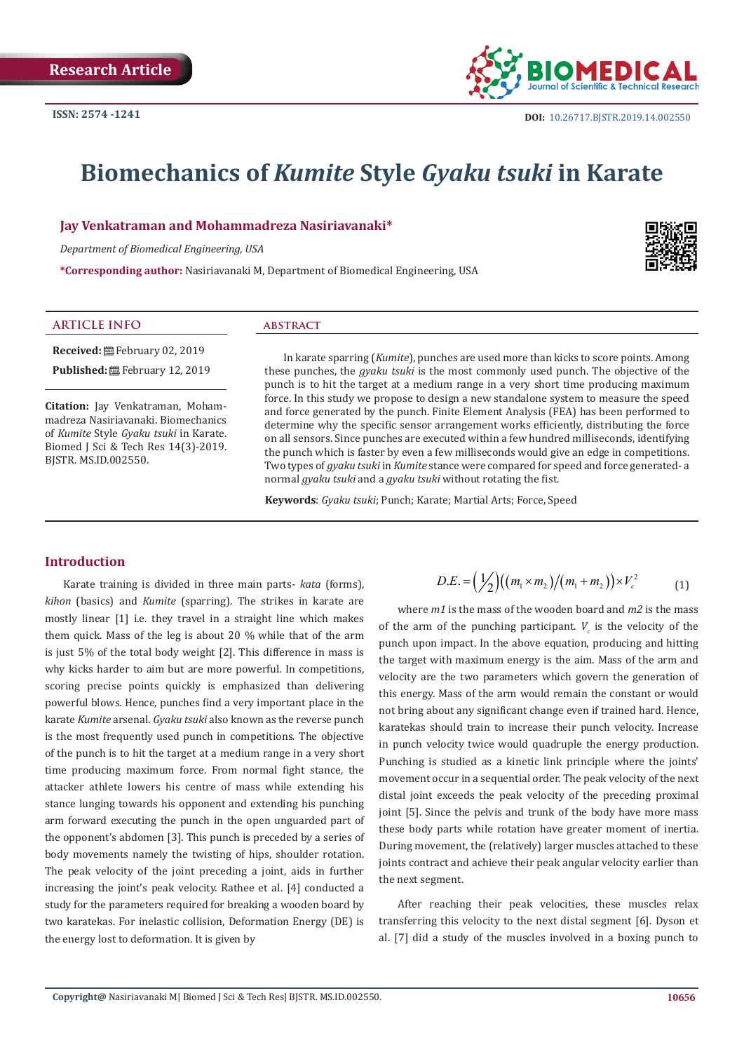Research Article

ISSN: 2574 -1241

DOI: 10.26717.BJSTR.2019.14.002550

# Biomechanics of *Kumite* Style *Gyaku tsuki* in Karate

**Jay Venkatraman and Mohammadreza Nasiriavanaki***

*Department of Biomedical Engineering, USA*

***Corresponding author:** Nasiriavanaki M, Department of Biomedical Engineering, USA

## ARTICLE INFO

**Received:** February 02, 2019

**Published:** February 12, 2019

**Citation:** Jay Venkatraman, Mohammadreza Nasiriavanaki. Biomechanics of *Kumite* Style *Gyaku tsuki* in Karate. Biomed J Sci & Tech Res 14(3)-2019. BJSTR. MS.ID.002550.

## ABSTRACT

In karate sparring (*Kumite*), punches are used more than kicks to score points. Among these punches, the *gyaku tsuki* is the most commonly used punch. The objective of the punch is to hit the target at a medium range in a very short time producing maximum force. In this study we propose to design a new standalone system to measure the speed and force generated by the punch. Finite Element Analysis (FEA) has been performed to determine why the specific sensor arrangement works efficiently, distributing the force on all sensors. Since punches are executed within a few hundred milliseconds, identifying the punch which is faster by even a few milliseconds would give an edge in competitions. Two types of *gyaku tsuki* in *Kumite* stance were compared for speed and force generated- a normal *gyaku tsuki* and a *gyaku tsuki* without rotating the fist.

**Keywords**: *Gyaku tsuki*; Punch; Karate; Martial Arts; Force, Speed

## Introduction

Karate training is divided in three main parts- *kata* (forms), *kihon* (basics) and *Kumite* (sparring). The strikes in karate are mostly linear [1] i.e. they travel in a straight line which makes them quick. Mass of the leg is about 20 % while that of the arm is just 5% of the total body weight [2]. This difference in mass is why kicks harder to aim but are more powerful. In competitions, scoring precise points quickly is emphasized than delivering powerful blows. Hence, punches find a very important place in the karate *Kumite* arsenal. *Gyaku tsuki* also known as the reverse punch is the most frequently used punch in competitions. The objective of the punch is to hit the target at a medium range in a very short time producing maximum force. From normal fight stance, the attacker athlete lowers his centre of mass while extending his stance lunging towards his opponent and extending his punching arm forward executing the punch in the open unguarded part of the opponent's abdomen [3]. This punch is preceded by a series of body movements namely the twisting of hips, shoulder rotation. The peak velocity of the joint preceding a joint, aids in further increasing the joint's peak velocity. Rathee et al. [4] conducted a study for the parameters required for breaking a wooden board by two karatekas. For inelastic collision, Deformation Energy (DE) is the energy lost to deformation. It is given by

$$D.E. = \left(\tfrac{1}{2}\right)\left(\left(m_1 \times m_2\right)/\left(m_1 + m_2\right)\right) \times V_c^2 \qquad (1)$$

where *m1* is the mass of the wooden board and *m2* is the mass of the arm of the punching participant. $V_c$ is the velocity of the punch upon impact. In the above equation, producing and hitting the target with maximum energy is the aim. Mass of the arm and velocity are the two parameters which govern the generation of this energy. Mass of the arm would remain the constant or would not bring about any significant change even if trained hard. Hence, karatekas should train to increase their punch velocity. Increase in punch velocity twice would quadruple the energy production. Punching is studied as a kinetic link principle where the joints' movement occur in a sequential order. The peak velocity of the next distal joint exceeds the peak velocity of the preceding proximal joint [5]. Since the pelvis and trunk of the body have more mass these body parts while rotation have greater moment of inertia. During movement, the (relatively) larger muscles attached to these joints contract and achieve their peak angular velocity earlier than the next segment.

After reaching their peak velocities, these muscles relax transferring this velocity to the next distal segment [6]. Dyson et al. [7] did a study of the muscles involved in a boxing punch to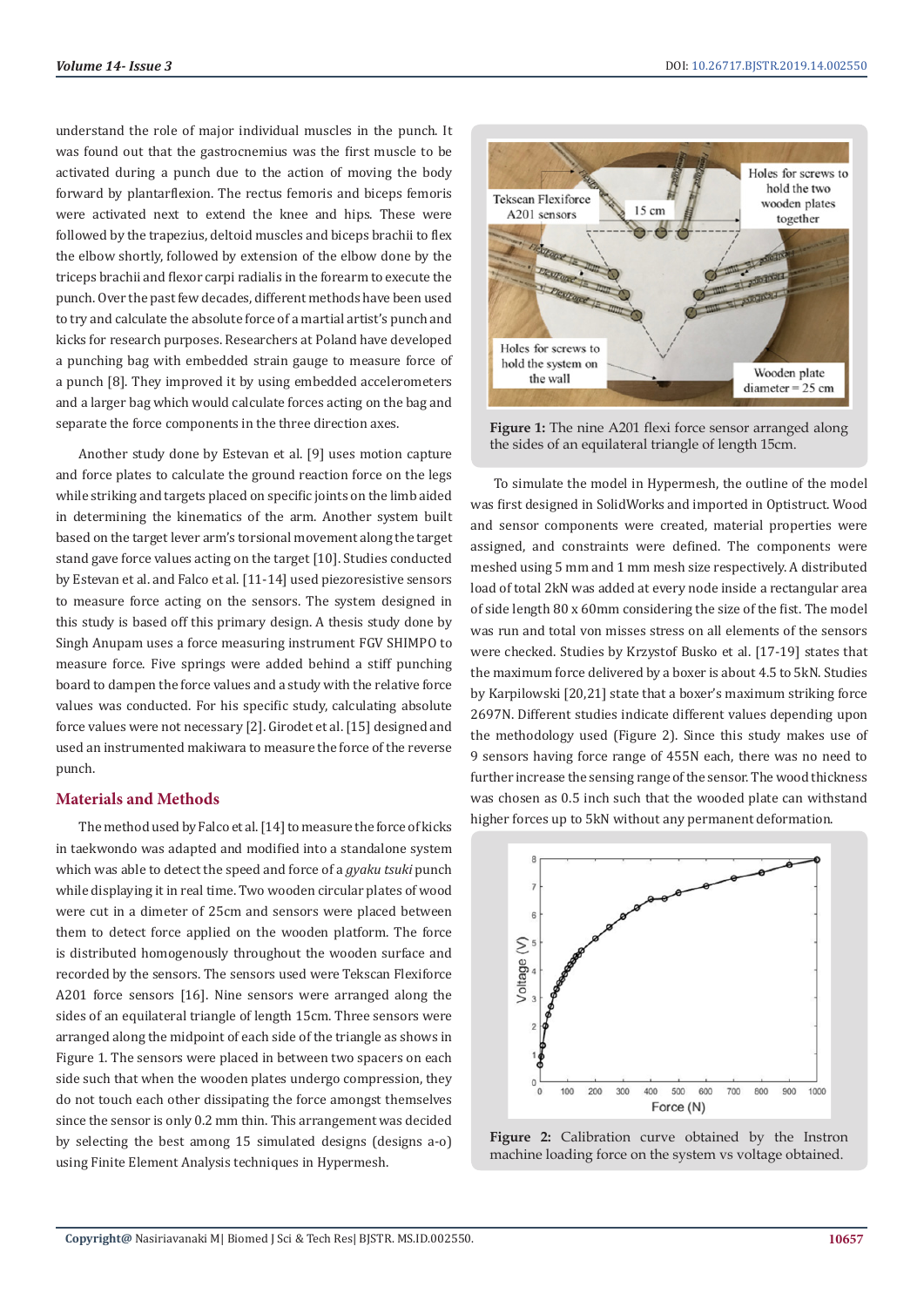understand the role of major individual muscles in the punch. It was found out that the gastrocnemius was the first muscle to be activated during a punch due to the action of moving the body forward by plantarflexion. The rectus femoris and biceps femoris were activated next to extend the knee and hips. These were followed by the trapezius, deltoid muscles and biceps brachii to flex the elbow shortly, followed by extension of the elbow done by the triceps brachii and flexor carpi radialis in the forearm to execute the punch. Over the past few decades, different methods have been used to try and calculate the absolute force of a martial artist's punch and kicks for research purposes. Researchers at Poland have developed a punching bag with embedded strain gauge to measure force of a punch [8]. They improved it by using embedded accelerometers and a larger bag which would calculate forces acting on the bag and separate the force components in the three direction axes.

Another study done by Estevan et al. [9] uses motion capture and force plates to calculate the ground reaction force on the legs while striking and targets placed on specific joints on the limb aided in determining the kinematics of the arm. Another system built based on the target lever arm's torsional movement along the target stand gave force values acting on the target [10]. Studies conducted by Estevan et al. and Falco et al. [11-14] used piezoresistive sensors to measure force acting on the sensors. The system designed in this study is based off this primary design. A thesis study done by Singh Anupam uses a force measuring instrument FGV SHIMPO to measure force. Five springs were added behind a stiff punching board to dampen the force values and a study with the relative force values was conducted. For his specific study, calculating absolute force values were not necessary [2]. Girodet et al. [15] designed and used an instrumented makiwara to measure the force of the reverse punch.

## Materials and Methods

The method used by Falco et al. [14] to measure the force of kicks in taekwondo was adapted and modified into a standalone system which was able to detect the speed and force of a *gyaku tsuki* punch while displaying it in real time. Two wooden circular plates of wood were cut in a dimeter of 25cm and sensors were placed between them to detect force applied on the wooden platform. The force is distributed homogenously throughout the wooden surface and recorded by the sensors. The sensors used were Tekscan Flexiforce A201 force sensors [16]. Nine sensors were arranged along the sides of an equilateral triangle of length 15cm. Three sensors were arranged along the midpoint of each side of the triangle as shows in Figure 1. The sensors were placed in between two spacers on each side such that when the wooden plates undergo compression, they do not touch each other dissipating the force amongst themselves since the sensor is only 0.2 mm thin. This arrangement was decided by selecting the best among 15 simulated designs (designs a-o) using Finite Element Analysis techniques in Hypermesh.

**Figure 1:** The nine A201 flexi force sensor arranged along the sides of an equilateral triangle of length 15cm.

To simulate the model in Hypermesh, the outline of the model was first designed in SolidWorks and imported in Optistruct. Wood and sensor components were created, material properties were assigned, and constraints were defined. The components were meshed using 5 mm and 1 mm mesh size respectively. A distributed load of total 2kN was added at every node inside a rectangular area of side length 80 x 60mm considering the size of the fist. The model was run and total von misses stress on all elements of the sensors were checked. Studies by Krzystof Busko et al. [17-19] states that the maximum force delivered by a boxer is about 4.5 to 5kN. Studies by Karpilowski [20,21] state that a boxer's maximum striking force 2697N. Different studies indicate different values depending upon the methodology used (Figure 2). Since this study makes use of 9 sensors having force range of 455N each, there was no need to further increase the sensing range of the sensor. The wood thickness was chosen as 0.5 inch such that the wooded plate can withstand higher forces up to 5kN without any permanent deformation.

**Figure 2:** Calibration curve obtained by the Instron machine loading force on the system vs voltage obtained.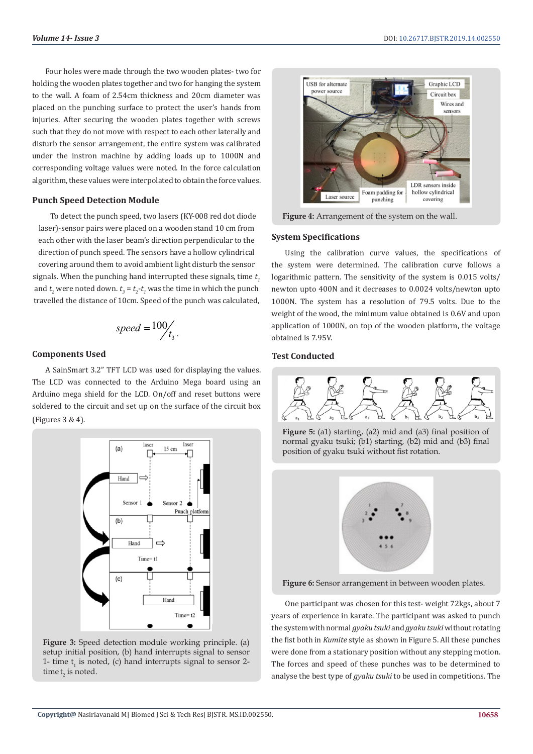Four holes were made through the two wooden plates- two for holding the wooden plates together and two for hanging the system to the wall. A foam of 2.54cm thickness and 20cm diameter was placed on the punching surface to protect the user's hands from injuries. After securing the wooden plates together with screws such that they do not move with respect to each other laterally and disturb the sensor arrangement, the entire system was calibrated under the instron machine by adding loads up to 1000N and corresponding voltage values were noted. In the force calculation algorithm, these values were interpolated to obtain the force values.

### Punch Speed Detection Module

To detect the punch speed, two lasers (KY-008 red dot diode laser)-sensor pairs were placed on a wooden stand 10 cm from each other with the laser beam's direction perpendicular to the direction of punch speed. The sensors have a hollow cylindrical covering around them to avoid ambient light disturb the sensor signals. When the punching hand interrupted these signals, time $t_1$ and $t_2$ were noted down. $t_3 = t_2 - t_1$ was the time in which the punch travelled the distance of 10cm. Speed of the punch was calculated,

$$speed = 100/t_3.$$

### Components Used

A SainSmart 3.2" TFT LCD was used for displaying the values. The LCD was connected to the Arduino Mega board using an Arduino mega shield for the LCD. On/off and reset buttons were soldered to the circuit and set up on the surface of the circuit box (Figures 3 & 4).

**Figure 3:** Speed detection module working principle. (a) setup initial position, (b) hand interrupts signal to sensor 1- time $t_1$ is noted, (c) hand interrupts signal to sensor 2- time $t_2$ is noted.

**Figure 4:** Arrangement of the system on the wall.

### System Specifications

Using the calibration curve values, the specifications of the system were determined. The calibration curve follows a logarithmic pattern. The sensitivity of the system is 0.015 volts/newton upto 400N and it decreases to 0.0024 volts/newton upto 1000N. The system has a resolution of 79.5 volts. Due to the weight of the wood, the minimum value obtained is 0.6V and upon application of 1000N, on top of the wooden platform, the voltage obtained is 7.95V.

### Test Conducted

**Figure 5:** (a1) starting, (a2) mid and (a3) final position of normal gyaku tsuki; (b1) starting, (b2) mid and (b3) final position of gyaku tsuki without fist rotation.

**Figure 6:** Sensor arrangement in between wooden plates.

One participant was chosen for this test- weight 72kgs, about 7 years of experience in karate. The participant was asked to punch the system with normal *gyaku tsuki* and *gyaku tsuki* without rotating the fist both in *Kumite* style as shown in Figure 5. All these punches were done from a stationary position without any stepping motion. The forces and speed of these punches was to be determined to analyse the best type of *gyaku tsuki* to be used in competitions. The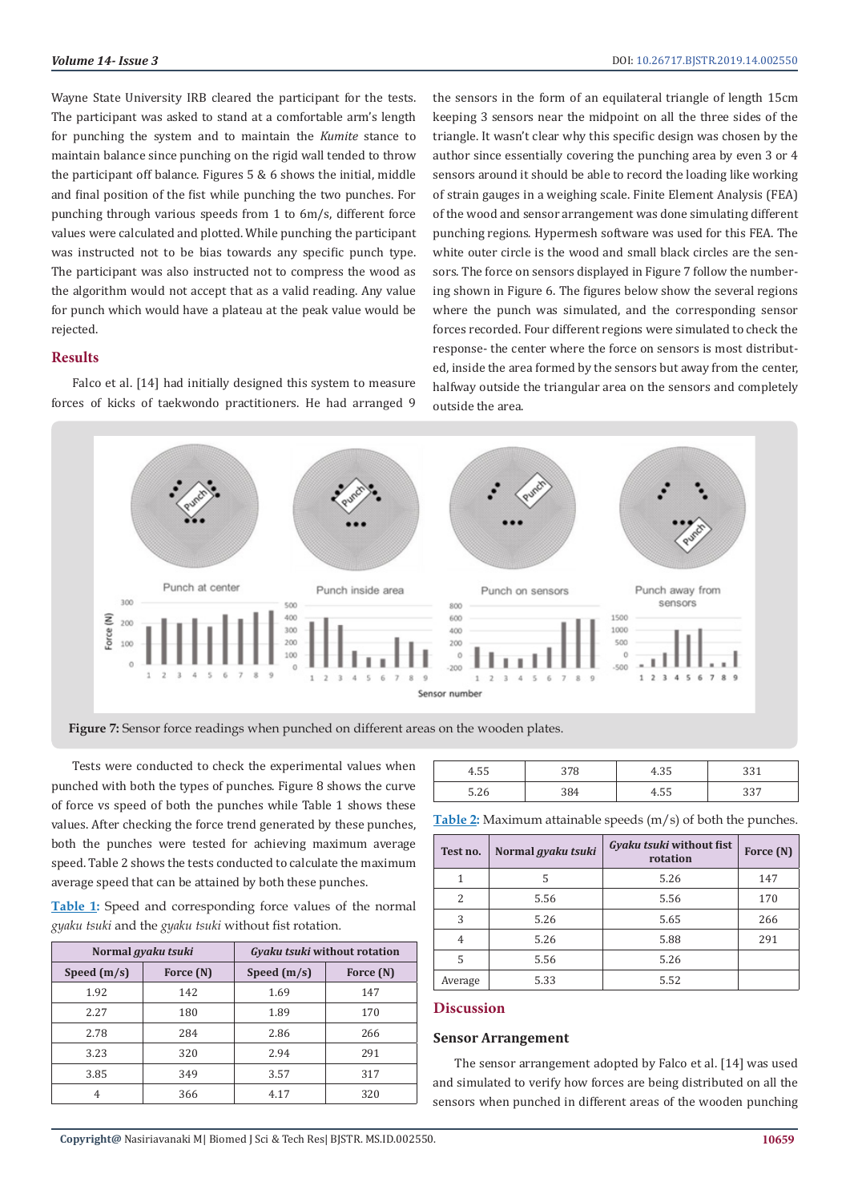Wayne State University IRB cleared the participant for the tests. The participant was asked to stand at a comfortable arm's length for punching the system and to maintain the *Kumite* stance to maintain balance since punching on the rigid wall tended to throw the participant off balance. Figures 5 & 6 shows the initial, middle and final position of the fist while punching the two punches. For punching through various speeds from 1 to 6m/s, different force values were calculated and plotted. While punching the participant was instructed not to be bias towards any specific punch type. The participant was also instructed not to compress the wood as the algorithm would not accept that as a valid reading. Any value for punch which would have a plateau at the peak value would be rejected.

## Results

Falco et al. [14] had initially designed this system to measure forces of kicks of taekwondo practitioners. He had arranged 9 the sensors in the form of an equilateral triangle of length 15cm keeping 3 sensors near the midpoint on all the three sides of the triangle. It wasn't clear why this specific design was chosen by the author since essentially covering the punching area by even 3 or 4 sensors around it should be able to record the loading like working of strain gauges in a weighing scale. Finite Element Analysis (FEA) of the wood and sensor arrangement was done simulating different punching regions. Hypermesh software was used for this FEA. The white outer circle is the wood and small black circles are the sensors. The force on sensors displayed in Figure 7 follow the numbering shown in Figure 6. The figures below show the several regions where the punch was simulated, and the corresponding sensor forces recorded. Four different regions were simulated to check the response- the center where the force on sensors is most distributed, inside the area formed by the sensors but away from the center, halfway outside the triangular area on the sensors and completely outside the area.

**Figure 7:** Sensor force readings when punched on different areas on the wooden plates.

Tests were conducted to check the experimental values when punched with both the types of punches. Figure 8 shows the curve of force vs speed of both the punches while Table 1 shows these values. After checking the force trend generated by these punches, both the punches were tested for achieving maximum average speed. Table 2 shows the tests conducted to calculate the maximum average speed that can be attained by both these punches.

**Table 1:** Speed and corresponding force values of the normal *gyaku tsuki* and the *gyaku tsuki* without fist rotation.

| Normal *gyaku tsuki* | | *Gyaku tsuki* without rotation | |
|---|---|---|---|
| **Speed (m/s)** | **Force (N)** | **Speed (m/s)** | **Force (N)** |
| 1.92 | 142 | 1.69 | 147 |
| 2.27 | 180 | 1.89 | 170 |
| 2.78 | 284 | 2.86 | 266 |
| 3.23 | 320 | 2.94 | 291 |
| 3.85 | 349 | 3.57 | 317 |
| 4 | 366 | 4.17 | 320 |
| 4.55 | 378 | 4.35 | 331 |
| 5.26 | 384 | 4.55 | 337 |

**Table 2:** Maximum attainable speeds (m/s) of both the punches.

| Test no. | Normal *gyaku tsuki* | *Gyaku tsuki* without fist rotation | Force (N) |
|---|---|---|---|
| 1 | 5 | 5.26 | 147 |
| 2 | 5.56 | 5.56 | 170 |
| 3 | 5.26 | 5.65 | 266 |
| 4 | 5.26 | 5.88 | 291 |
| 5 | 5.56 | 5.26 | |
| Average | 5.33 | 5.52 | |

## Discussion

### Sensor Arrangement

The sensor arrangement adopted by Falco et al. [14] was used and simulated to verify how forces are being distributed on all the sensors when punched in different areas of the wooden punching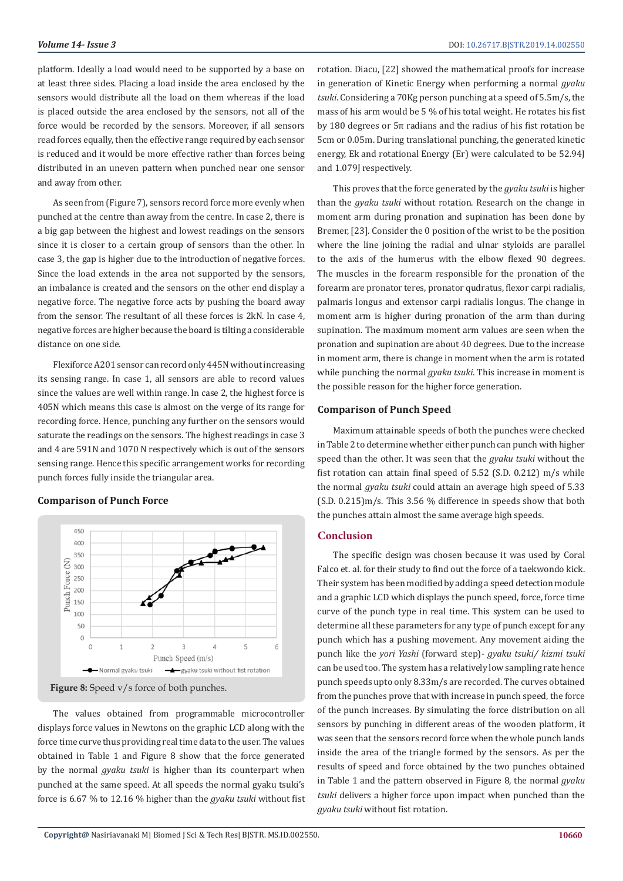platform. Ideally a load would need to be supported by a base on at least three sides. Placing a load inside the area enclosed by the sensors would distribute all the load on them whereas if the load is placed outside the area enclosed by the sensors, not all of the force would be recorded by the sensors. Moreover, if all sensors read forces equally, then the effective range required by each sensor is reduced and it would be more effective rather than forces being distributed in an uneven pattern when punched near one sensor and away from other.

As seen from (Figure 7), sensors record force more evenly when punched at the centre than away from the centre. In case 2, there is a big gap between the highest and lowest readings on the sensors since it is closer to a certain group of sensors than the other. In case 3, the gap is higher due to the introduction of negative forces. Since the load extends in the area not supported by the sensors, an imbalance is created and the sensors on the other end display a negative force. The negative force acts by pushing the board away from the sensor. The resultant of all these forces is 2kN. In case 4, negative forces are higher because the board is tilting a considerable distance on one side.

Flexiforce A201 sensor can record only 445N without increasing its sensing range. In case 1, all sensors are able to record values since the values are well within range. In case 2, the highest force is 405N which means this case is almost on the verge of its range for recording force. Hence, punching any further on the sensors would saturate the readings on the sensors. The highest readings in case 3 and 4 are 591N and 1070 N respectively which is out of the sensors sensing range. Hence this specific arrangement works for recording punch forces fully inside the triangular area.

### Comparison of Punch Force

**Figure 8:** Speed v/s force of both punches.

The values obtained from programmable microcontroller displays force values in Newtons on the graphic LCD along with the force time curve thus providing real time data to the user. The values obtained in Table 1 and Figure 8 show that the force generated by the normal *gyaku tsuki* is higher than its counterpart when punched at the same speed. At all speeds the normal gyaku tsuki's force is 6.67 % to 12.16 % higher than the *gyaku tsuki* without fist rotation. Diacu, [22] showed the mathematical proofs for increase in generation of Kinetic Energy when performing a normal *gyaku tsuki*. Considering a 70Kg person punching at a speed of 5.5m/s, the mass of his arm would be 5 % of his total weight. He rotates his fist by 180 degrees or 5π radians and the radius of his fist rotation be 5cm or 0.05m. During translational punching, the generated kinetic energy, Ek and rotational Energy (Er) were calculated to be 52.94J and 1.079J respectively.

This proves that the force generated by the *gyaku tsuki* is higher than the *gyaku tsuki* without rotation. Research on the change in moment arm during pronation and supination has been done by Bremer, [23]. Consider the 0 position of the wrist to be the position where the line joining the radial and ulnar styloids are parallel to the axis of the humerus with the elbow flexed 90 degrees. The muscles in the forearm responsible for the pronation of the forearm are pronator teres, pronator qudratus, flexor carpi radialis, palmaris longus and extensor carpi radialis longus. The change in moment arm is higher during pronation of the arm than during supination. The maximum moment arm values are seen when the pronation and supination are about 40 degrees. Due to the increase in moment arm, there is change in moment when the arm is rotated while punching the normal *gyaku tsuki*. This increase in moment is the possible reason for the higher force generation.

### Comparison of Punch Speed

Maximum attainable speeds of both the punches were checked in Table 2 to determine whether either punch can punch with higher speed than the other. It was seen that the *gyaku tsuki* without the fist rotation can attain final speed of 5.52 (S.D. 0.212) m/s while the normal *gyaku tsuki* could attain an average high speed of 5.33 (S.D. 0.215)m/s. This 3.56 % difference in speeds show that both the punches attain almost the same average high speeds.

## Conclusion

The specific design was chosen because it was used by Coral Falco et. al. for their study to find out the force of a taekwondo kick. Their system has been modified by adding a speed detection module and a graphic LCD which displays the punch speed, force, force time curve of the punch type in real time. This system can be used to determine all these parameters for any type of punch except for any punch which has a pushing movement. Any movement aiding the punch like the *yori Yashi* (forward step)- *gyaku tsuki/ kizmi tsuki* can be used too. The system has a relatively low sampling rate hence punch speeds upto only 8.33m/s are recorded. The curves obtained from the punches prove that with increase in punch speed, the force of the punch increases. By simulating the force distribution on all sensors by punching in different areas of the wooden platform, it was seen that the sensors record force when the whole punch lands inside the area of the triangle formed by the sensors. As per the results of speed and force obtained by the two punches obtained in Table 1 and the pattern observed in Figure 8, the normal *gyaku tsuki* delivers a higher force upon impact when punched than the *gyaku tsuki* without fist rotation.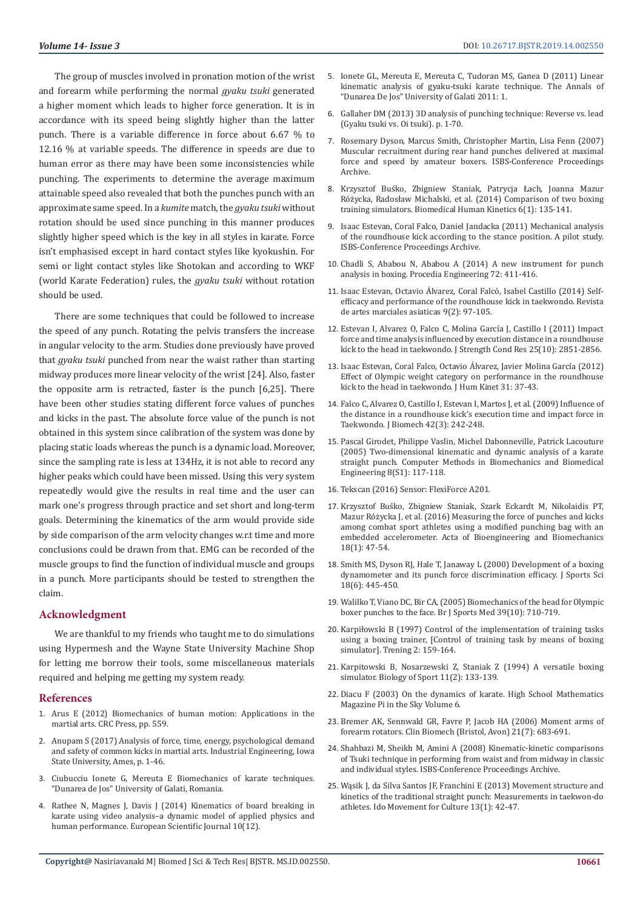The group of muscles involved in pronation motion of the wrist and forearm while performing the normal *gyaku tsuki* generated a higher moment which leads to higher force generation. It is in accordance with its speed being slightly higher than the latter punch. There is a variable difference in force about 6.67 % to 12.16 % at variable speeds. The difference in speeds are due to human error as there may have been some inconsistencies while punching. The experiments to determine the average maximum attainable speed also revealed that both the punches punch with an approximate same speed. In a *kumite* match, the *gyaku tsuki* without rotation should be used since punching in this manner produces slightly higher speed which is the key in all styles in karate. Force isn't emphasised except in hard contact styles like kyokushin. For semi or light contact styles like Shotokan and according to WKF (world Karate Federation) rules, the *gyaku tsuki* without rotation should be used.

There are some techniques that could be followed to increase the speed of any punch. Rotating the pelvis transfers the increase in angular velocity to the arm. Studies done previously have proved that *gyaku tsuki* punched from near the waist rather than starting midway produces more linear velocity of the wrist [24]. Also, faster the opposite arm is retracted, faster is the punch [6,25]. There have been other studies stating different force values of punches and kicks in the past. The absolute force value of the punch is not obtained in this system since calibration of the system was done by placing static loads whereas the punch is a dynamic load. Moreover, since the sampling rate is less at 134Hz, it is not able to record any higher peaks which could have been missed. Using this very system repeatedly would give the results in real time and the user can mark one's progress through practice and set short and long-term goals. Determining the kinematics of the arm would provide side by side comparison of the arm velocity changes w.r.t time and more conclusions could be drawn from that. EMG can be recorded of the muscle groups to find the function of individual muscle and groups in a punch. More participants should be tested to strengthen the claim.

## Acknowledgment

We are thankful to my friends who taught me to do simulations using Hypermesh and the Wayne State University Machine Shop for letting me borrow their tools, some miscellaneous materials required and helping me getting my system ready.

## References

1. Arus E (2012) Biomechanics of human motion: Applications in the martial arts. CRC Press, pp. 559.
2. Anupam S (2017) Analysis of force, time, energy, psychological demand and safety of common kicks in martial arts. Industrial Engineering, Iowa State University, Ames, p. 1-46.
3. Ciubucciu Ionete G, Mereuta E Biomechanics of karate techniques. "Dunarea de Jos" University of Galati, Romania.
4. Rathee N, Magnes J, Davis J (2014) Kinematics of board breaking in karate using video analysis–a dynamic model of applied physics and human performance. European Scientific Journal 10(12).
5. Ionete GL, Mereuta E, Mereuta C, Tudoran MS, Ganea D (2011) Linear kinematic analysis of gyaku-tsuki karate technique. The Annals of "Dunarea De Jos" University of Galati 2011: 1.
6. Gallaher DM (2013) 3D analysis of punching technique: Reverse vs. lead (Gyaku tsuki vs. Oi tsuki). p. 1-70.
7. Rosemary Dyson, Marcus Smith, Christopher Martin, Lisa Fenn (2007) Muscular recruitment during rear hand punches delivered at maximal force and speed by amateur boxers. ISBS-Conference Proceedings Archive.
8. Krzysztof Buśko, Zbigniew Staniak, Patrycja Łach, Joanna Mazur Różycka, Radosław Michalski, et al. (2014) Comparison of two boxing training simulators. Biomedical Human Kinetics 6(1): 135-141.
9. Isaac Estevan, Coral Falco, Daniel Jandacka (2011) Mechanical analysis of the roundhouse kick according to the stance position. A pilot study. ISBS-Conference Proceedings Archive.
10. Chadli S, Ababou N, Ababou A (2014) A new instrument for punch analysis in boxing. Procedia Engineering 72: 411-416.
11. Isaac Estevan, Octavio Álvarez, Coral Falcó, Isabel Castillo (2014) Self-efficacy and performance of the roundhouse kick in taekwondo. Revista de artes marciales asiaticas 9(2): 97-105.
12. Estevan I, Alvarez O, Falco C, Molina García J, Castillo I (2011) Impact force and time analysis influenced by execution distance in a roundhouse kick to the head in taekwondo. J Strength Cond Res 25(10): 2851-2856.
13. Isaac Estevan, Coral Falco, Octavio Álvarez, Javier Molina García (2012) Effect of Olympic weight category on performance in the roundhouse kick to the head in taekwondo. J Hum Kinet 31: 37-43.
14. Falco C, Alvarez O, Castillo I, Estevan I, Martos J, et al. (2009) Influence of the distance in a roundhouse kick's execution time and impact force in Taekwondo. J Biomech 42(3): 242-248.
15. Pascal Girodet, Philippe Vaslin, Michel Dabonneville, Patrick Lacouture (2005) Two-dimensional kinematic and dynamic analysis of a karate straight punch. Computer Methods in Biomechanics and Biomedical Engineering 8(S1): 117-118.
16. Tekscan (2016) Sensor: FlexiForce A201.
17. Krzysztof Buśko, Zbigniew Staniak, Szark Eckardt M, Nikolaidis PT, Mazur Różycka J, et al. (2016) Measuring the force of punches and kicks among combat sport athletes using a modified punching bag with an embedded accelerometer. Acta of Bioengineering and Biomechanics 18(1): 47-54.
18. Smith MS, Dyson RJ, Hale T, Janaway L (2000) Development of a boxing dynamometer and its punch force discrimination efficacy. J Sports Sci 18(6): 445-450.
19. Walilko T, Viano DC, Bir CA, (2005) Biomechanics of the head for Olympic boxer punches to the face. Br J Sports Med 39(10): 710-719.
20. Karpiłowski B (1997) Control of the implementation of training tasks using a boxing trainer, [Control of training task by means of boxing simulator]. Trening 2: 159-164.
21. Karpitowski B, Nosarzewski Z, Staniak Z (1994) A versatile boxing simulator. Biology of Sport 11(2): 133-139.
22. Diacu F (2003) On the dynamics of karate. High School Mathematics Magazine Pi in the Sky Volume 6.
23. Bremer AK, Sennwald GR, Favre P, Jacob HA (2006) Moment arms of forearm rotators. Clin Biomech (Bristol, Avon) 21(7): 683-691.
24. Shahbazi M, Sheikh M, Amini A (2008) Kinematic-kinetic comparisons of Tsuki technique in performing from waist and from midway in classic and individual styles. ISBS-Conference Proceedings Archive.
25. Wąsik J, da Silva Santos JF, Franchini E (2013) Movement structure and kinetics of the traditional straight punch: Measurements in taekwon-do athletes. Ido Movement for Culture 13(1): 42-47.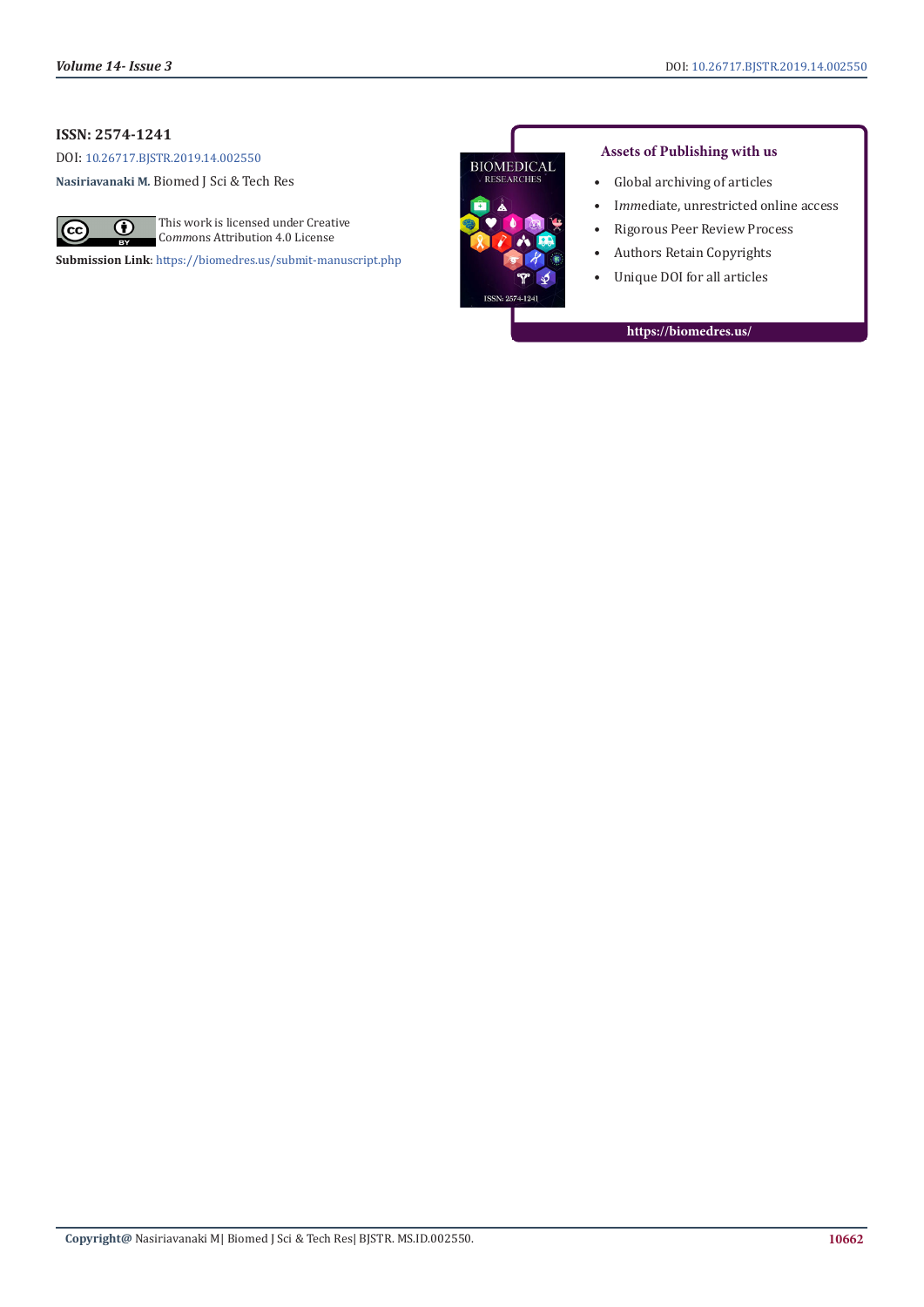**ISSN: 2574-1241**

DOI: 10.26717.BJSTR.2019.14.002550

**Nasiriavanaki M.** Biomed J Sci & Tech Res

This work is licensed under Creative Commons Attribution 4.0 License

**Submission Link**: https://biomedres.us/submit-manuscript.php

### Assets of Publishing with us

- Global archiving of articles
- Immediate, unrestricted online access
- Rigorous Peer Review Process
- Authors Retain Copyrights
- Unique DOI for all articles

**https://biomedres.us/**